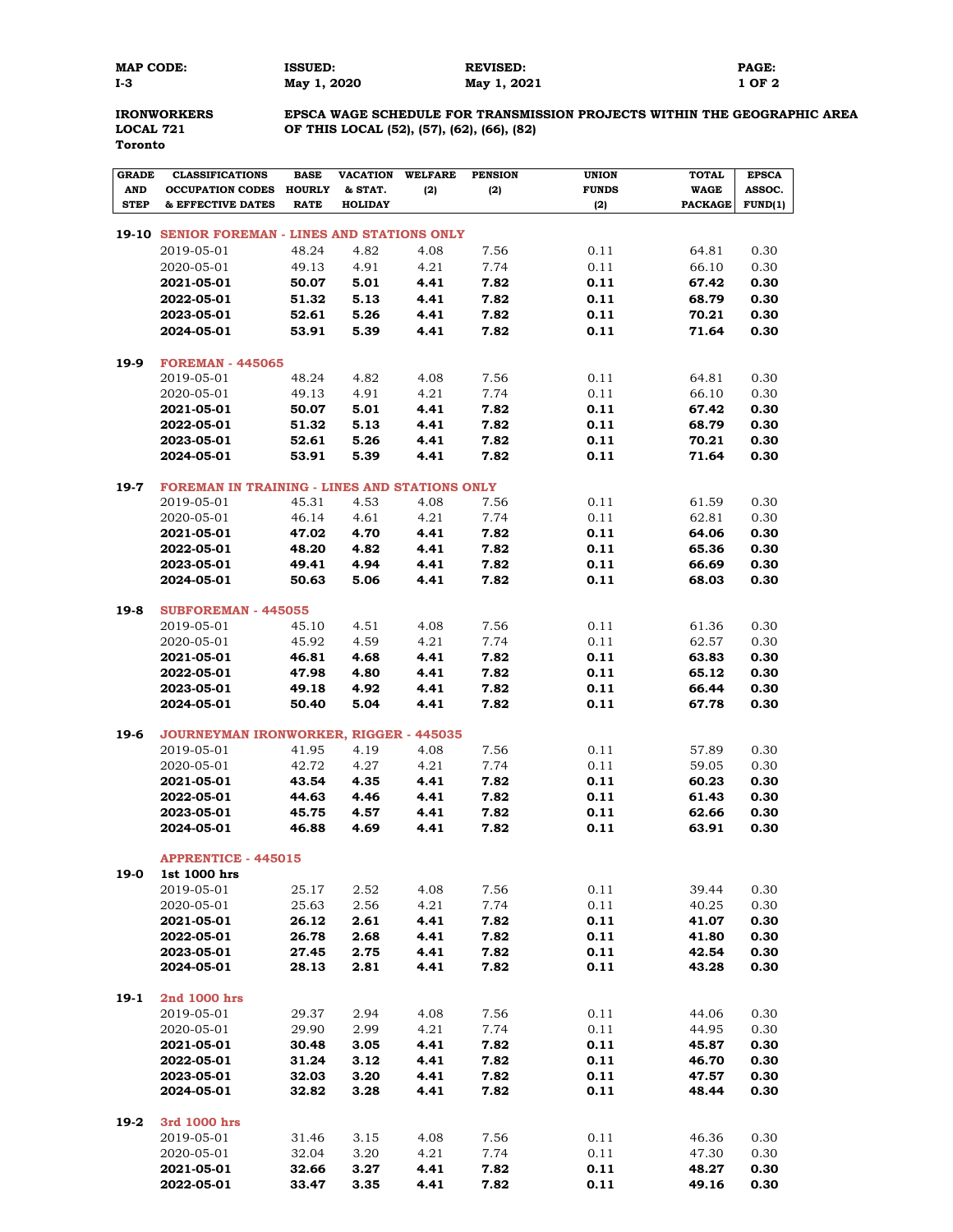| MAP CODE: | ISSUED: | REVISED: |
|---|---|---|
| I-3 | May 1, 2020 | May 1, 2021 |

**IRONWORKERS LOCAL 721 Toronto**

**EPSCA WAGE SCHEDULE FOR TRANSMISSION PROJECTS WITHIN THE GEOGRAPHIC AREA OF THIS LOCAL (52), (57), (62), (66), (82)**

| GRADE AND STEP | CLASSIFICATIONS OCCUPATION CODES & EFFECTIVE DATES | BASE HOURLY RATE | VACATION & STAT. HOLIDAY | WELFARE (2) | PENSION (2) | UNION FUNDS (2) | TOTAL WAGE PACKAGE | EPSCA ASSOC. FUND(1) |
|---|---|---|---|---|---|---|---|---|
| **19-10** | **SENIOR FOREMAN - LINES AND STATIONS ONLY** | | | | | | | |
| | 2019-05-01 | 48.24 | 4.82 | 4.08 | 7.56 | 0.11 | 64.81 | 0.30 |
| | 2020-05-01 | 49.13 | 4.91 | 4.21 | 7.74 | 0.11 | 66.10 | 0.30 |
| | **2021-05-01** | **50.07** | **5.01** | **4.41** | **7.82** | **0.11** | **67.42** | **0.30** |
| | **2022-05-01** | **51.32** | **5.13** | **4.41** | **7.82** | **0.11** | **68.79** | **0.30** |
| | **2023-05-01** | **52.61** | **5.26** | **4.41** | **7.82** | **0.11** | **70.21** | **0.30** |
| | **2024-05-01** | **53.91** | **5.39** | **4.41** | **7.82** | **0.11** | **71.64** | **0.30** |
| **19-9** | **FOREMAN - 445065** | | | | | | | |
| | 2019-05-01 | 48.24 | 4.82 | 4.08 | 7.56 | 0.11 | 64.81 | 0.30 |
| | 2020-05-01 | 49.13 | 4.91 | 4.21 | 7.74 | 0.11 | 66.10 | 0.30 |
| | **2021-05-01** | **50.07** | **5.01** | **4.41** | **7.82** | **0.11** | **67.42** | **0.30** |
| | **2022-05-01** | **51.32** | **5.13** | **4.41** | **7.82** | **0.11** | **68.79** | **0.30** |
| | **2023-05-01** | **52.61** | **5.26** | **4.41** | **7.82** | **0.11** | **70.21** | **0.30** |
| | **2024-05-01** | **53.91** | **5.39** | **4.41** | **7.82** | **0.11** | **71.64** | **0.30** |
| **19-7** | **FOREMAN IN TRAINING - LINES AND STATIONS ONLY** | | | | | | | |
| | 2019-05-01 | 45.31 | 4.53 | 4.08 | 7.56 | 0.11 | 61.59 | 0.30 |
| | 2020-05-01 | 46.14 | 4.61 | 4.21 | 7.74 | 0.11 | 62.81 | 0.30 |
| | **2021-05-01** | **47.02** | **4.70** | **4.41** | **7.82** | **0.11** | **64.06** | **0.30** |
| | **2022-05-01** | **48.20** | **4.82** | **4.41** | **7.82** | **0.11** | **65.36** | **0.30** |
| | **2023-05-01** | **49.41** | **4.94** | **4.41** | **7.82** | **0.11** | **66.69** | **0.30** |
| | **2024-05-01** | **50.63** | **5.06** | **4.41** | **7.82** | **0.11** | **68.03** | **0.30** |
| **19-8** | **SUBFOREMAN - 445055** | | | | | | | |
| | 2019-05-01 | 45.10 | 4.51 | 4.08 | 7.56 | 0.11 | 61.36 | 0.30 |
| | 2020-05-01 | 45.92 | 4.59 | 4.21 | 7.74 | 0.11 | 62.57 | 0.30 |
| | **2021-05-01** | **46.81** | **4.68** | **4.41** | **7.82** | **0.11** | **63.83** | **0.30** |
| | **2022-05-01** | **47.98** | **4.80** | **4.41** | **7.82** | **0.11** | **65.12** | **0.30** |
| | **2023-05-01** | **49.18** | **4.92** | **4.41** | **7.82** | **0.11** | **66.44** | **0.30** |
| | **2024-05-01** | **50.40** | **5.04** | **4.41** | **7.82** | **0.11** | **67.78** | **0.30** |
| **19-6** | **JOURNEYMAN IRONWORKER, RIGGER - 445035** | | | | | | | |
| | 2019-05-01 | 41.95 | 4.19 | 4.08 | 7.56 | 0.11 | 57.89 | 0.30 |
| | 2020-05-01 | 42.72 | 4.27 | 4.21 | 7.74 | 0.11 | 59.05 | 0.30 |
| | **2021-05-01** | **43.54** | **4.35** | **4.41** | **7.82** | **0.11** | **60.23** | **0.30** |
| | **2022-05-01** | **44.63** | **4.46** | **4.41** | **7.82** | **0.11** | **61.43** | **0.30** |
| | **2023-05-01** | **45.75** | **4.57** | **4.41** | **7.82** | **0.11** | **62.66** | **0.30** |
| | **2024-05-01** | **46.88** | **4.69** | **4.41** | **7.82** | **0.11** | **63.91** | **0.30** |
| | **APPRENTICE - 445015** | | | | | | | |
| **19-0** | **1st 1000 hrs** | | | | | | | |
| | 2019-05-01 | 25.17 | 2.52 | 4.08 | 7.56 | 0.11 | 39.44 | 0.30 |
| | 2020-05-01 | 25.63 | 2.56 | 4.21 | 7.74 | 0.11 | 40.25 | 0.30 |
| | **2021-05-01** | **26.12** | **2.61** | **4.41** | **7.82** | **0.11** | **41.07** | **0.30** |
| | **2022-05-01** | **26.78** | **2.68** | **4.41** | **7.82** | **0.11** | **41.80** | **0.30** |
| | **2023-05-01** | **27.45** | **2.75** | **4.41** | **7.82** | **0.11** | **42.54** | **0.30** |
| | **2024-05-01** | **28.13** | **2.81** | **4.41** | **7.82** | **0.11** | **43.28** | **0.30** |
| **19-1** | **2nd 1000 hrs** | | | | | | | |
| | 2019-05-01 | 29.37 | 2.94 | 4.08 | 7.56 | 0.11 | 44.06 | 0.30 |
| | 2020-05-01 | 29.90 | 2.99 | 4.21 | 7.74 | 0.11 | 44.95 | 0.30 |
| | **2021-05-01** | **30.48** | **3.05** | **4.41** | **7.82** | **0.11** | **45.87** | **0.30** |
| | **2022-05-01** | **31.24** | **3.12** | **4.41** | **7.82** | **0.11** | **46.70** | **0.30** |
| | **2023-05-01** | **32.03** | **3.20** | **4.41** | **7.82** | **0.11** | **47.57** | **0.30** |
| | **2024-05-01** | **32.82** | **3.28** | **4.41** | **7.82** | **0.11** | **48.44** | **0.30** |
| **19-2** | **3rd 1000 hrs** | | | | | | | |
| | 2019-05-01 | 31.46 | 3.15 | 4.08 | 7.56 | 0.11 | 46.36 | 0.30 |
| | 2020-05-01 | 32.04 | 3.20 | 4.21 | 7.74 | 0.11 | 47.30 | 0.30 |
| | **2021-05-01** | **32.66** | **3.27** | **4.41** | **7.82** | **0.11** | **48.27** | **0.30** |
| | **2022-05-01** | **33.47** | **3.35** | **4.41** | **7.82** | **0.11** | **49.16** | **0.30** |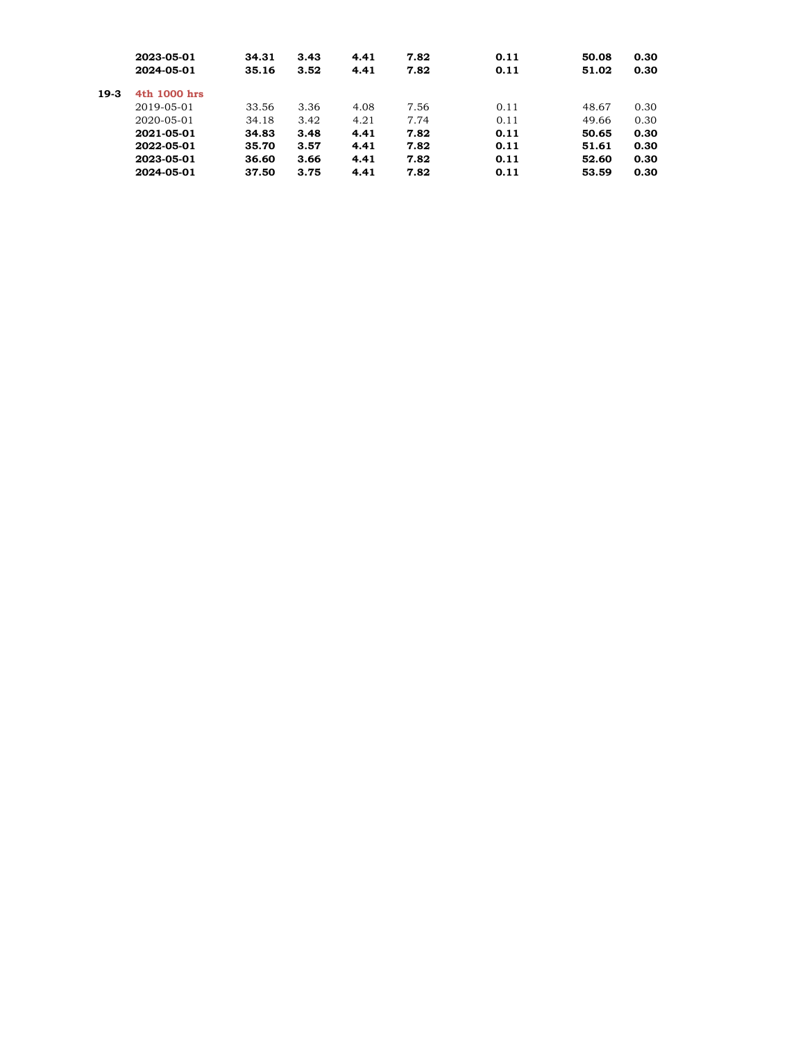| | | | | | | | | |
|---|---|---|---|---|---|---|---|---|
| | **2023-05-01** | **34.31** | **3.43** | **4.41** | **7.82** | **0.11** | **50.08** | **0.30** |
| | **2024-05-01** | **35.16** | **3.52** | **4.41** | **7.82** | **0.11** | **51.02** | **0.30** |
| **19-3** | **4th 1000 hrs** | | | | | | | |
| | 2019-05-01 | 33.56 | 3.36 | 4.08 | 7.56 | 0.11 | 48.67 | 0.30 |
| | 2020-05-01 | 34.18 | 3.42 | 4.21 | 7.74 | 0.11 | 49.66 | 0.30 |
| | **2021-05-01** | **34.83** | **3.48** | **4.41** | **7.82** | **0.11** | **50.65** | **0.30** |
| | **2022-05-01** | **35.70** | **3.57** | **4.41** | **7.82** | **0.11** | **51.61** | **0.30** |
| | **2023-05-01** | **36.60** | **3.66** | **4.41** | **7.82** | **0.11** | **52.60** | **0.30** |
| | **2024-05-01** | **37.50** | **3.75** | **4.41** | **7.82** | **0.11** | **53.59** | **0.30** |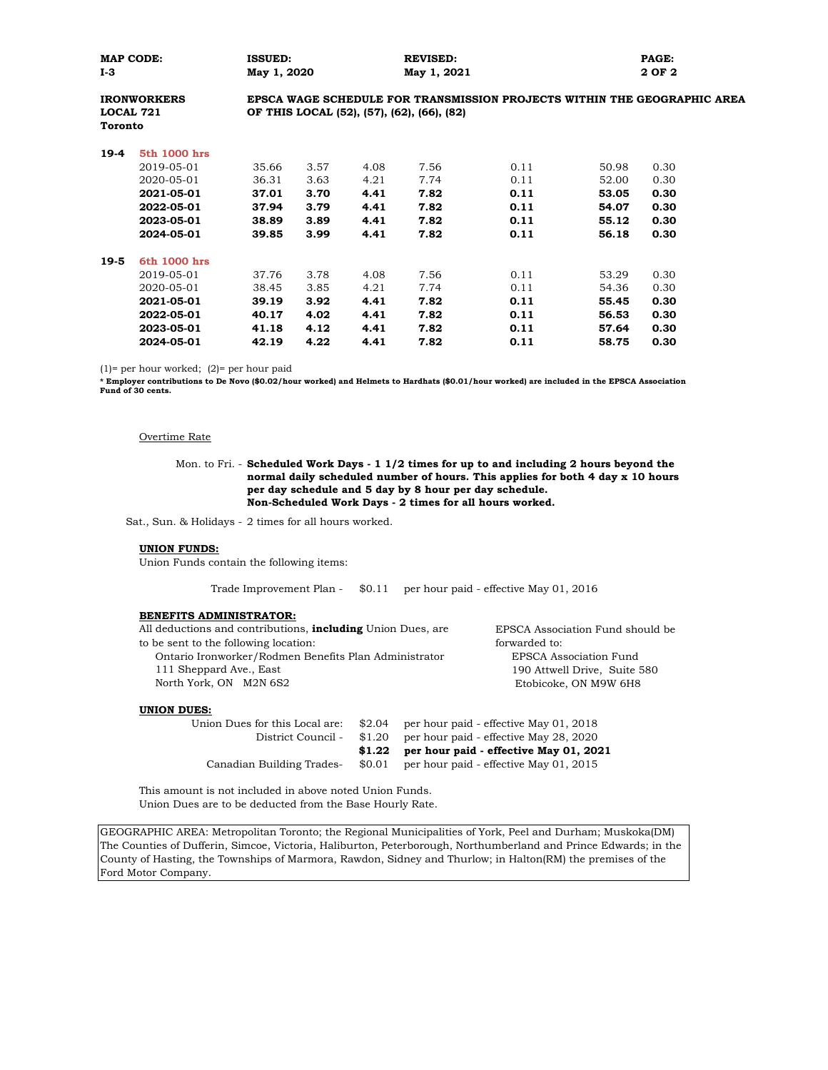**MAP CODE:** I-3 | **ISSUED:** May 1, 2020 | **REVISED:** May 1, 2021

**IRONWORKERS LOCAL 721 Toronto**

**EPSCA WAGE SCHEDULE FOR TRANSMISSION PROJECTS WITHIN THE GEOGRAPHIC AREA OF THIS LOCAL (52), (57), (62), (66), (82)**

| | | | | | | | | |
|---|---|---|---|---|---|---|---|---|
| **19-4** | **5th 1000 hrs** | | | | | | | |
| | 2019-05-01 | 35.66 | 3.57 | 4.08 | 7.56 | 0.11 | 50.98 | 0.30 |
| | 2020-05-01 | 36.31 | 3.63 | 4.21 | 7.74 | 0.11 | 52.00 | 0.30 |
| | **2021-05-01** | **37.01** | **3.70** | **4.41** | **7.82** | **0.11** | **53.05** | **0.30** |
| | **2022-05-01** | **37.94** | **3.79** | **4.41** | **7.82** | **0.11** | **54.07** | **0.30** |
| | **2023-05-01** | **38.89** | **3.89** | **4.41** | **7.82** | **0.11** | **55.12** | **0.30** |
| | **2024-05-01** | **39.85** | **3.99** | **4.41** | **7.82** | **0.11** | **56.18** | **0.30** |
| **19-5** | **6th 1000 hrs** | | | | | | | |
| | 2019-05-01 | 37.76 | 3.78 | 4.08 | 7.56 | 0.11 | 53.29 | 0.30 |
| | 2020-05-01 | 38.45 | 3.85 | 4.21 | 7.74 | 0.11 | 54.36 | 0.30 |
| | **2021-05-01** | **39.19** | **3.92** | **4.41** | **7.82** | **0.11** | **55.45** | **0.30** |
| | **2022-05-01** | **40.17** | **4.02** | **4.41** | **7.82** | **0.11** | **56.53** | **0.30** |
| | **2023-05-01** | **41.18** | **4.12** | **4.41** | **7.82** | **0.11** | **57.64** | **0.30** |
| | **2024-05-01** | **42.19** | **4.22** | **4.41** | **7.82** | **0.11** | **58.75** | **0.30** |

(1)= per hour worked; (2)= per hour paid

**\* Employer contributions to De Novo ($0.02/hour worked) and Helmets to Hardhats ($0.01/hour worked) are included in the EPSCA Association Fund of 30 cents.**

Overtime Rate

Mon. to Fri. - **Scheduled Work Days - 1 1/2 times for up to and including 2 hours beyond the normal daily scheduled number of hours. This applies for both 4 day x 10 hours per day schedule and 5 day by 8 hour per day schedule.**
**Non-Scheduled Work Days - 2 times for all hours worked.**

Sat., Sun. & Holidays - 2 times for all hours worked.

**UNION FUNDS:**

Union Funds contain the following items:

Trade Improvement Plan - $0.11 per hour paid - effective May 01, 2016

**BENEFITS ADMINISTRATOR:**

All deductions and contributions, **including** Union Dues, are to be sent to the following location:
Ontario Ironworker/Rodmen Benefits Plan Administrator
111 Sheppard Ave., East
North York, ON M2N 6S2

EPSCA Association Fund should be forwarded to:
EPSCA Association Fund
190 Attwell Drive, Suite 580
Etobicoke, ON M9W 6H8

**UNION DUES:**

| | | |
|---|---|---|
| Union Dues for this Local are: | $2.04 | per hour paid - effective May 01, 2018 |
| District Council - | $1.20 | per hour paid - effective May 28, 2020 |
| | **$1.22** | **per hour paid - effective May 01, 2021** |
| Canadian Building Trades- | $0.01 | per hour paid - effective May 01, 2015 |

This amount is not included in above noted Union Funds.
Union Dues are to be deducted from the Base Hourly Rate.

GEOGRAPHIC AREA: Metropolitan Toronto; the Regional Municipalities of York, Peel and Durham; Muskoka(DM) The Counties of Dufferin, Simcoe, Victoria, Haliburton, Peterborough, Northumberland and Prince Edwards; in the County of Hasting, the Townships of Marmora, Rawdon, Sidney and Thurlow; in Halton(RM) the premises of the Ford Motor Company.